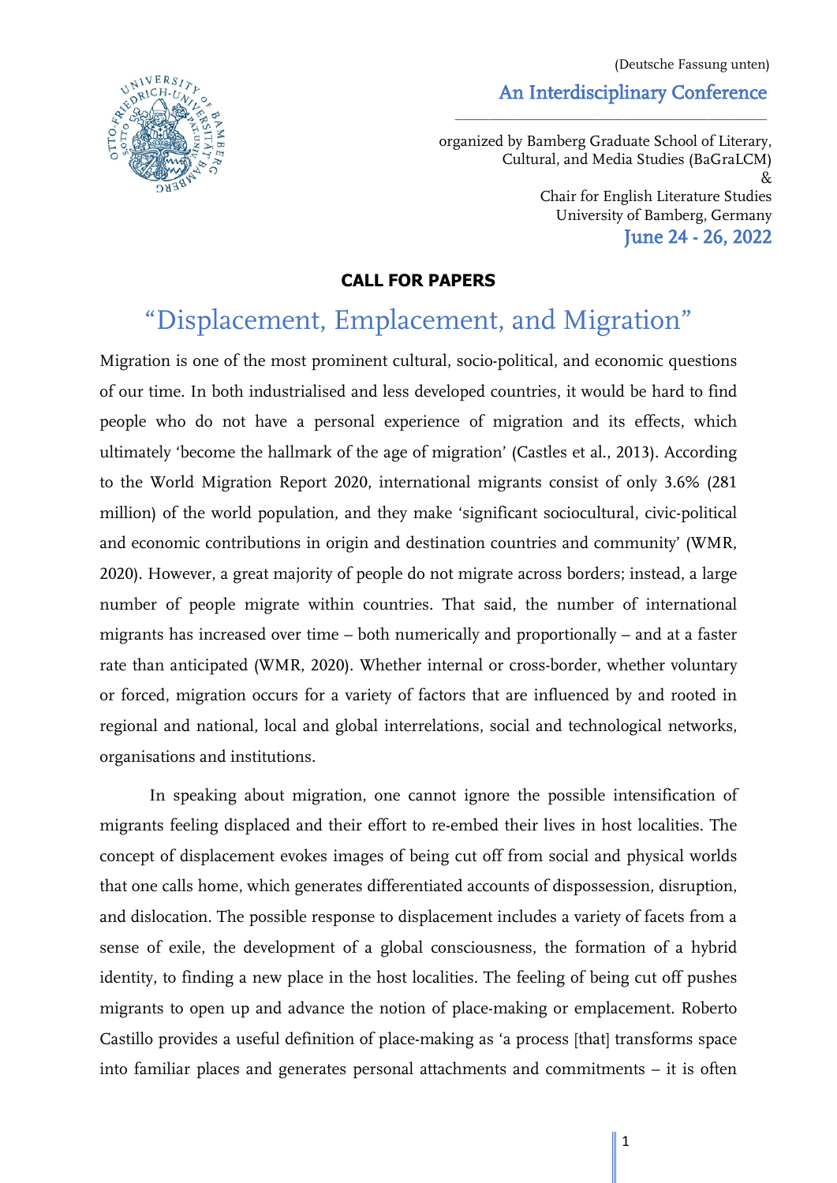(Deutsche Fassung unten)

An Interdisciplinary Conference

organized by Bamberg Graduate School of Literary, Cultural, and Media Studies (BaGraLCM)
&
Chair for English Literature Studies
University of Bamberg, Germany

June 24 - 26, 2022

**CALL FOR PAPERS**

# "Displacement, Emplacement, and Migration"

Migration is one of the most prominent cultural, socio-political, and economic questions of our time. In both industrialised and less developed countries, it would be hard to find people who do not have a personal experience of migration and its effects, which ultimately 'become the hallmark of the age of migration' (Castles et al., 2013). According to the World Migration Report 2020, international migrants consist of only 3.6% (281 million) of the world population, and they make 'significant sociocultural, civic-political and economic contributions in origin and destination countries and community' (WMR, 2020). However, a great majority of people do not migrate across borders; instead, a large number of people migrate within countries. That said, the number of international migrants has increased over time – both numerically and proportionally – and at a faster rate than anticipated (WMR, 2020). Whether internal or cross-border, whether voluntary or forced, migration occurs for a variety of factors that are influenced by and rooted in regional and national, local and global interrelations, social and technological networks, organisations and institutions.

In speaking about migration, one cannot ignore the possible intensification of migrants feeling displaced and their effort to re-embed their lives in host localities. The concept of displacement evokes images of being cut off from social and physical worlds that one calls home, which generates differentiated accounts of dispossession, disruption, and dislocation. The possible response to displacement includes a variety of facets from a sense of exile, the development of a global consciousness, the formation of a hybrid identity, to finding a new place in the host localities. The feeling of being cut off pushes migrants to open up and advance the notion of place-making or emplacement. Roberto Castillo provides a useful definition of place-making as 'a process [that] transforms space into familiar places and generates personal attachments and commitments – it is often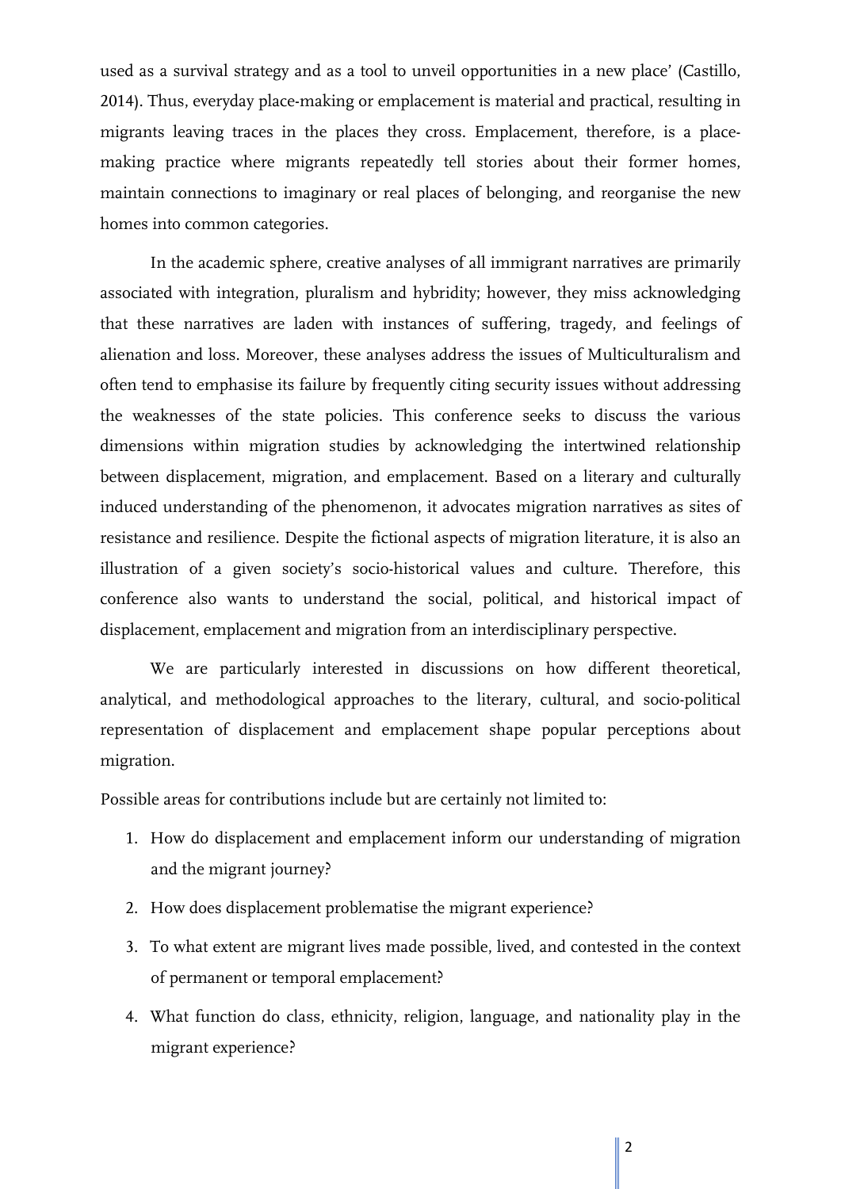used as a survival strategy and as a tool to unveil opportunities in a new place' (Castillo, 2014). Thus, everyday place-making or emplacement is material and practical, resulting in migrants leaving traces in the places they cross. Emplacement, therefore, is a place-making practice where migrants repeatedly tell stories about their former homes, maintain connections to imaginary or real places of belonging, and reorganise the new homes into common categories.

In the academic sphere, creative analyses of all immigrant narratives are primarily associated with integration, pluralism and hybridity; however, they miss acknowledging that these narratives are laden with instances of suffering, tragedy, and feelings of alienation and loss. Moreover, these analyses address the issues of Multiculturalism and often tend to emphasise its failure by frequently citing security issues without addressing the weaknesses of the state policies. This conference seeks to discuss the various dimensions within migration studies by acknowledging the intertwined relationship between displacement, migration, and emplacement. Based on a literary and culturally induced understanding of the phenomenon, it advocates migration narratives as sites of resistance and resilience. Despite the fictional aspects of migration literature, it is also an illustration of a given society's socio-historical values and culture. Therefore, this conference also wants to understand the social, political, and historical impact of displacement, emplacement and migration from an interdisciplinary perspective.

We are particularly interested in discussions on how different theoretical, analytical, and methodological approaches to the literary, cultural, and socio-political representation of displacement and emplacement shape popular perceptions about migration.

Possible areas for contributions include but are certainly not limited to:

1. How do displacement and emplacement inform our understanding of migration and the migrant journey?
2. How does displacement problematise the migrant experience?
3. To what extent are migrant lives made possible, lived, and contested in the context of permanent or temporal emplacement?
4. What function do class, ethnicity, religion, language, and nationality play in the migrant experience?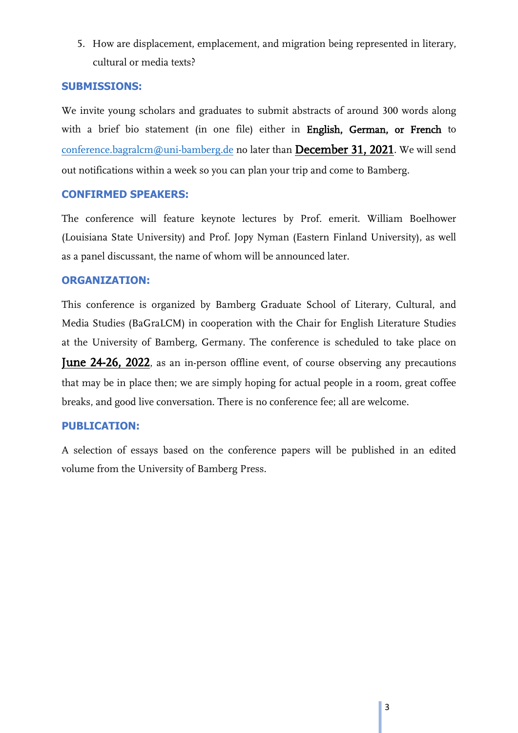5. How are displacement, emplacement, and migration being represented in literary, cultural or media texts?

## SUBMISSIONS:

We invite young scholars and graduates to submit abstracts of around 300 words along with a brief bio statement (in one file) either in **English, German, or French** to conference.bagralcm@uni-bamberg.de no later than **December 31, 2021**. We will send out notifications within a week so you can plan your trip and come to Bamberg.

## CONFIRMED SPEAKERS:

The conference will feature keynote lectures by Prof. emerit. William Boelhower (Louisiana State University) and Prof. Jopy Nyman (Eastern Finland University), as well as a panel discussant, the name of whom will be announced later.

## ORGANIZATION:

This conference is organized by Bamberg Graduate School of Literary, Cultural, and Media Studies (BaGraLCM) in cooperation with the Chair for English Literature Studies at the University of Bamberg, Germany. The conference is scheduled to take place on **June 24-26, 2022**, as an in-person offline event, of course observing any precautions that may be in place then; we are simply hoping for actual people in a room, great coffee breaks, and good live conversation. There is no conference fee; all are welcome.

## PUBLICATION:

A selection of essays based on the conference papers will be published in an edited volume from the University of Bamberg Press.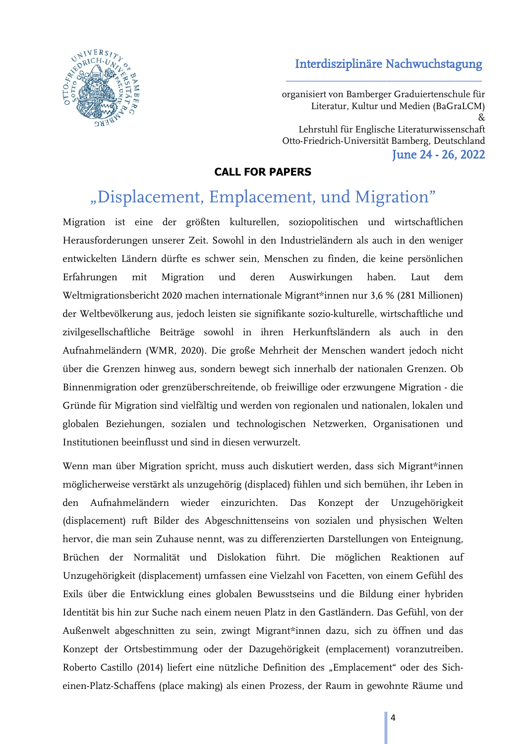Interdisziplinäre Nachwuchstagung

organisiert von Bamberger Graduiertenschule für Literatur, Kultur und Medien (BaGraLCM)
&
Lehrstuhl für Englische Literaturwissenschaft
Otto-Friedrich-Universität Bamberg, Deutschland

June 24 - 26, 2022

**CALL FOR PAPERS**

# „Displacement, Emplacement, und Migration"

Migration ist eine der größten kulturellen, soziopolitischen und wirtschaftlichen Herausforderungen unserer Zeit. Sowohl in den Industrieländern als auch in den weniger entwickelten Ländern dürfte es schwer sein, Menschen zu finden, die keine persönlichen Erfahrungen mit Migration und deren Auswirkungen haben. Laut dem Weltmigrationsbericht 2020 machen internationale Migrant*innen nur 3,6 % (281 Millionen) der Weltbevölkerung aus, jedoch leisten sie signifikante sozio-kulturelle, wirtschaftliche und zivilgesellschaftliche Beiträge sowohl in ihren Herkunftsländern als auch in den Aufnahmeländern (WMR, 2020). Die große Mehrheit der Menschen wandert jedoch nicht über die Grenzen hinweg aus, sondern bewegt sich innerhalb der nationalen Grenzen. Ob Binnenmigration oder grenzüberschreitende, ob freiwillige oder erzwungene Migration - die Gründe für Migration sind vielfältig und werden von regionalen und nationalen, lokalen und globalen Beziehungen, sozialen und technologischen Netzwerken, Organisationen und Institutionen beeinflusst und sind in diesen verwurzelt.

Wenn man über Migration spricht, muss auch diskutiert werden, dass sich Migrant*innen möglicherweise verstärkt als unzugehörig (displaced) fühlen und sich bemühen, ihr Leben in den Aufnahmeländern wieder einzurichten. Das Konzept der Unzugehörigkeit (displacement) ruft Bilder des Abgeschnittenseins von sozialen und physischen Welten hervor, die man sein Zuhause nennt, was zu differenzierten Darstellungen von Enteignung, Brüchen der Normalität und Dislokation führt. Die möglichen Reaktionen auf Unzugehörigkeit (displacement) umfassen eine Vielzahl von Facetten, von einem Gefühl des Exils über die Entwicklung eines globalen Bewusstseins und die Bildung einer hybriden Identität bis hin zur Suche nach einem neuen Platz in den Gastländern. Das Gefühl, von der Außenwelt abgeschnitten zu sein, zwingt Migrant*innen dazu, sich zu öffnen und das Konzept der Ortsbestimmung oder der Dazugehörigkeit (emplacement) voranzutreiben. Roberto Castillo (2014) liefert eine nützliche Definition des „Emplacement" oder des Sich-einen-Platz-Schaffens (place making) als einen Prozess, der Raum in gewohnte Räume und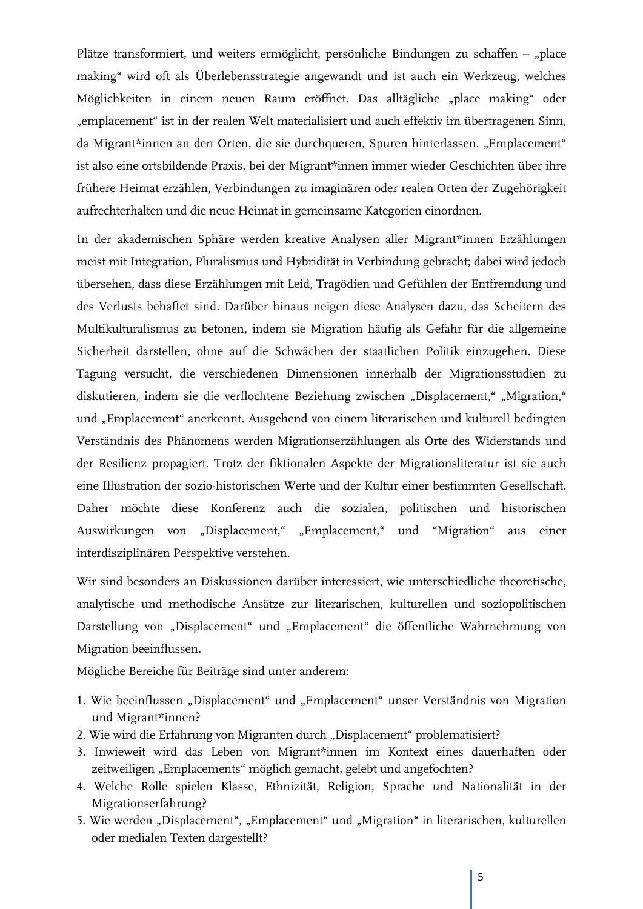Plätze transformiert, und weiters ermöglicht, persönliche Bindungen zu schaffen – „place making" wird oft als Überlebensstrategie angewandt und ist auch ein Werkzeug, welches Möglichkeiten in einem neuen Raum eröffnet. Das alltägliche „place making" oder „emplacement" ist in der realen Welt materialisiert und auch effektiv im übertragenen Sinn, da Migrant*innen an den Orten, die sie durchqueren, Spuren hinterlassen. „Emplacement" ist also eine ortsbildende Praxis, bei der Migrant*innen immer wieder Geschichten über ihre frühere Heimat erzählen, Verbindungen zu imaginären oder realen Orten der Zugehörigkeit aufrechterhalten und die neue Heimat in gemeinsame Kategorien einordnen.

In der akademischen Sphäre werden kreative Analysen aller Migrant*innen Erzählungen meist mit Integration, Pluralismus und Hybridität in Verbindung gebracht; dabei wird jedoch übersehen, dass diese Erzählungen mit Leid, Tragödien und Gefühlen der Entfremdung und des Verlusts behaftet sind. Darüber hinaus neigen diese Analysen dazu, das Scheitern des Multikulturalismus zu betonen, indem sie Migration häufig als Gefahr für die allgemeine Sicherheit darstellen, ohne auf die Schwächen der staatlichen Politik einzugehen. Diese Tagung versucht, die verschiedenen Dimensionen innerhalb der Migrationsstudien zu diskutieren, indem sie die verflochtene Beziehung zwischen „Displacement," „Migration," und „Emplacement" anerkennt. Ausgehend von einem literarischen und kulturell bedingten Verständnis des Phänomens werden Migrationserzählungen als Orte des Widerstands und der Resilienz propagiert. Trotz der fiktionalen Aspekte der Migrationsliteratur ist sie auch eine Illustration der sozio-historischen Werte und der Kultur einer bestimmten Gesellschaft. Daher möchte diese Konferenz auch die sozialen, politischen und historischen Auswirkungen von „Displacement," „Emplacement," und "Migration" aus einer interdisziplinären Perspektive verstehen.

Wir sind besonders an Diskussionen darüber interessiert, wie unterschiedliche theoretische, analytische und methodische Ansätze zur literarischen, kulturellen und soziopolitischen Darstellung von „Displacement" und „Emplacement" die öffentliche Wahrnehmung von Migration beeinflussen.

Mögliche Bereiche für Beiträge sind unter anderem:

1. Wie beeinflussen „Displacement" und „Emplacement" unser Verständnis von Migration und Migrant*innen?
2. Wie wird die Erfahrung von Migranten durch „Displacement" problematisiert?
3. Inwieweit wird das Leben von Migrant*innen im Kontext eines dauerhaften oder zeitweiligen „Emplacements" möglich gemacht, gelebt und angefochten?
4. Welche Rolle spielen Klasse, Ethnizität, Religion, Sprache und Nationalität in der Migrationserfahrung?
5. Wie werden „Displacement", „Emplacement" und „Migration" in literarischen, kulturellen oder medialen Texten dargestellt?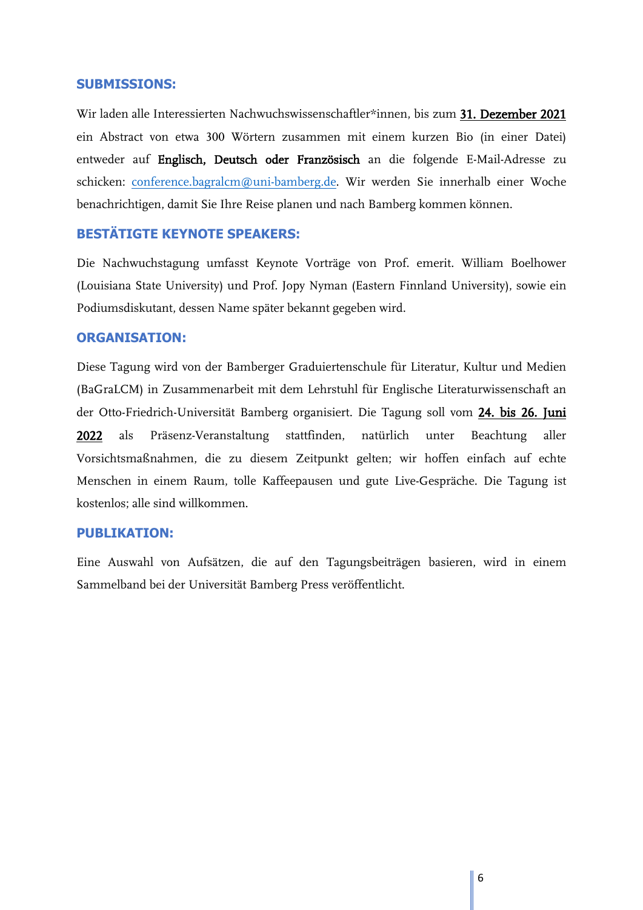## SUBMISSIONS:

Wir laden alle Interessierten Nachwuchswissenschaftler*innen, bis zum **31. Dezember 2021** ein Abstract von etwa 300 Wörtern zusammen mit einem kurzen Bio (in einer Datei) entweder auf **Englisch, Deutsch oder Französisch** an die folgende E-Mail-Adresse zu schicken: conference.bagralcm@uni-bamberg.de. Wir werden Sie innerhalb einer Woche benachrichtigen, damit Sie Ihre Reise planen und nach Bamberg kommen können.

## BESTÄTIGTE KEYNOTE SPEAKERS:

Die Nachwuchstagung umfasst Keynote Vorträge von Prof. emerit. William Boelhower (Louisiana State University) und Prof. Jopy Nyman (Eastern Finnland University), sowie ein Podiumsdiskutant, dessen Name später bekannt gegeben wird.

## ORGANISATION:

Diese Tagung wird von der Bamberger Graduiertenschule für Literatur, Kultur und Medien (BaGraLCM) in Zusammenarbeit mit dem Lehrstuhl für Englische Literaturwissenschaft an der Otto-Friedrich-Universität Bamberg organisiert. Die Tagung soll vom **24. bis 26. Juni 2022** als Präsenz-Veranstaltung stattfinden, natürlich unter Beachtung aller Vorsichtsmaßnahmen, die zu diesem Zeitpunkt gelten; wir hoffen einfach auf echte Menschen in einem Raum, tolle Kaffeepausen und gute Live-Gespräche. Die Tagung ist kostenlos; alle sind willkommen.

## PUBLIKATION:

Eine Auswahl von Aufsätzen, die auf den Tagungsbeiträgen basieren, wird in einem Sammelband bei der Universität Bamberg Press veröffentlicht.